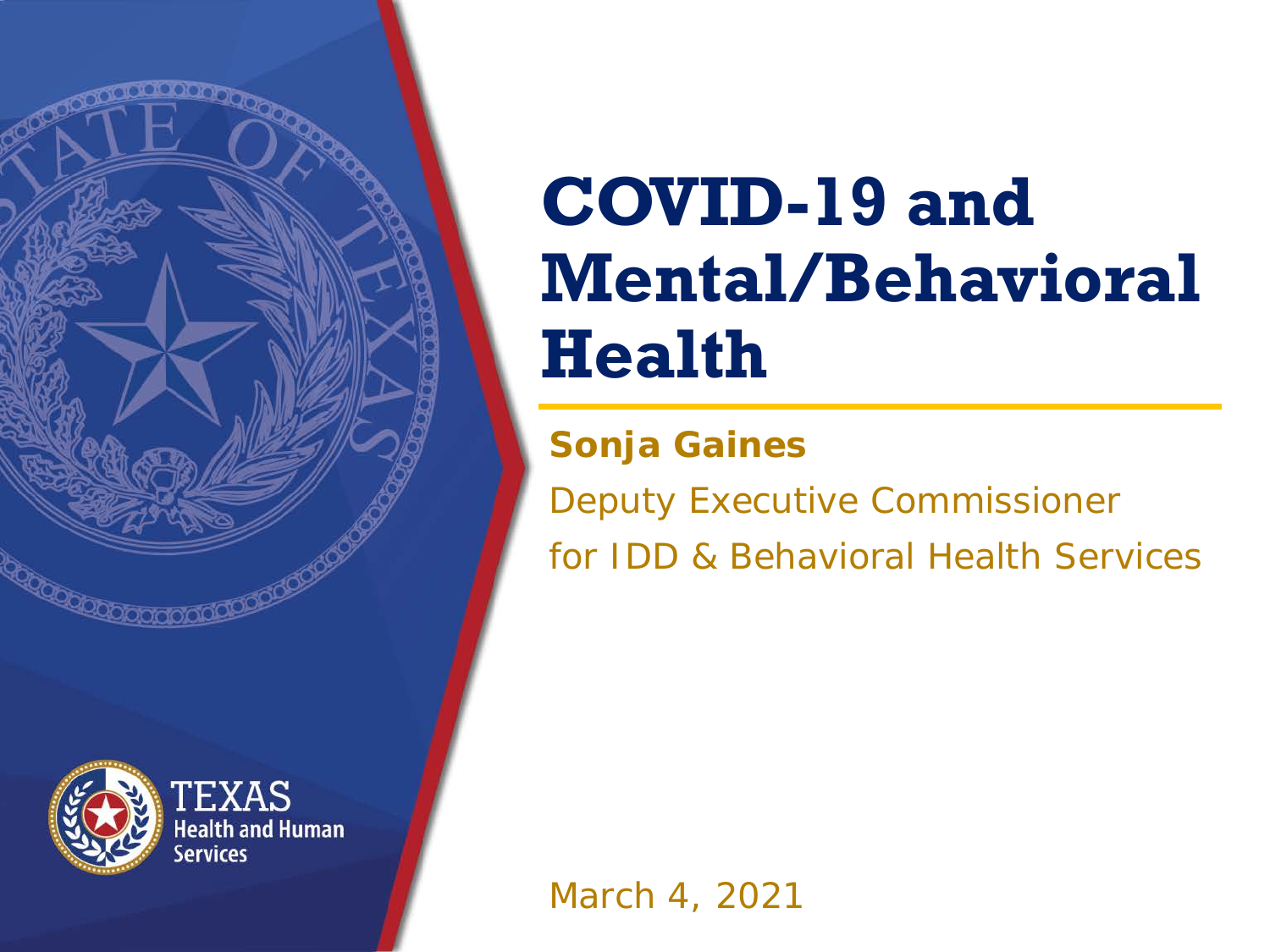# COVID-19 and Mental/Behavioral Health

**Sonja Gaines**

Deputy Executive Commissioner for IDD & Behavioral Health Services

March 4, 2021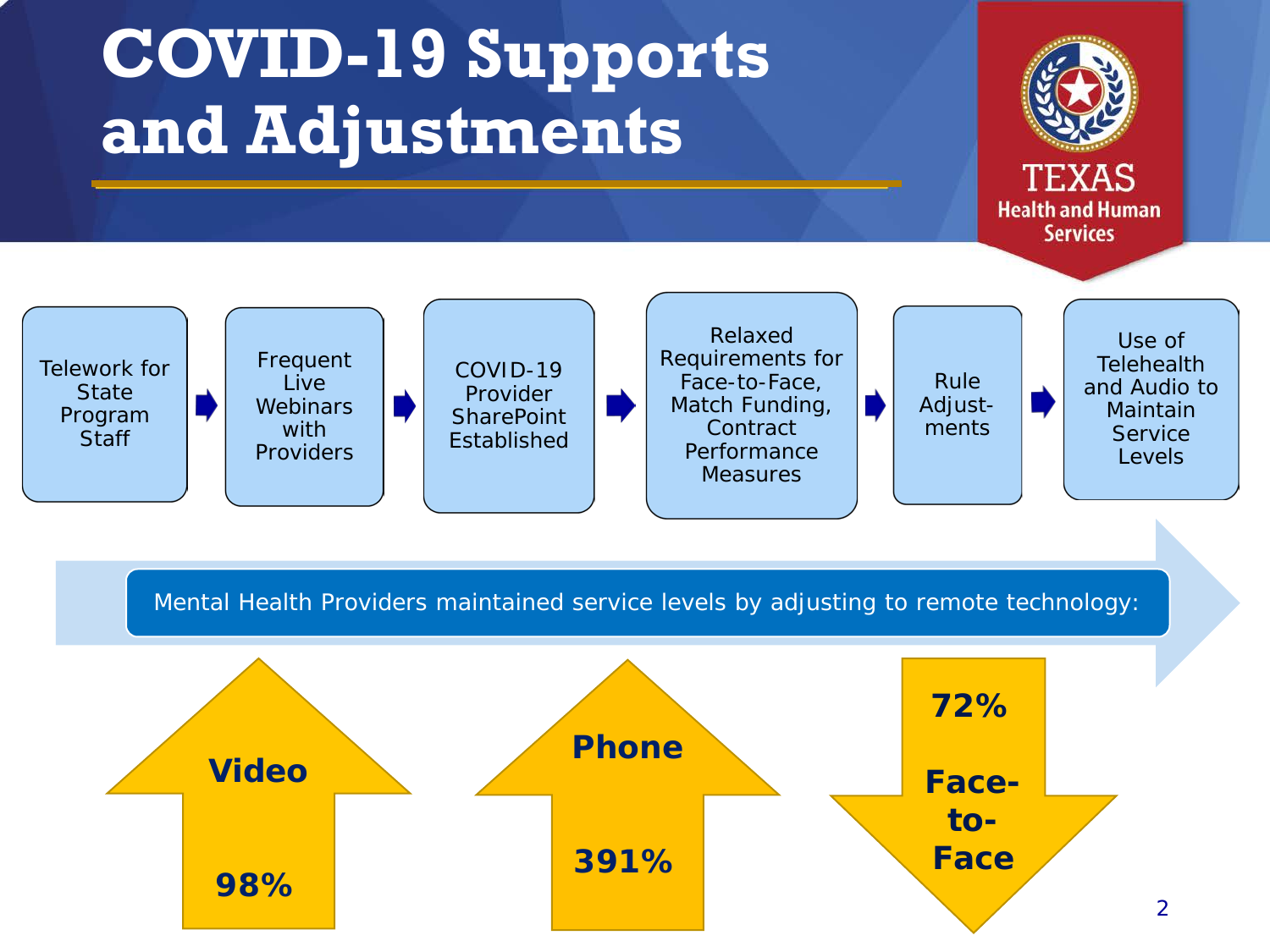# COVID-19 Supports and Adjustments

TEXAS Health and Human Services

Telework for State Program Staff → Frequent Live Webinars with Providers → COVID-19 Provider SharePoint Established → Relaxed Requirements for Face-to-Face, Match Funding, Contract Performance Measures → Rule Adjust-ments → Use of Telehealth and Audio to Maintain Service Levels

Mental Health Providers maintained service levels by adjusting to remote technology:

Video 98%

Phone 391%

72% Face-to-Face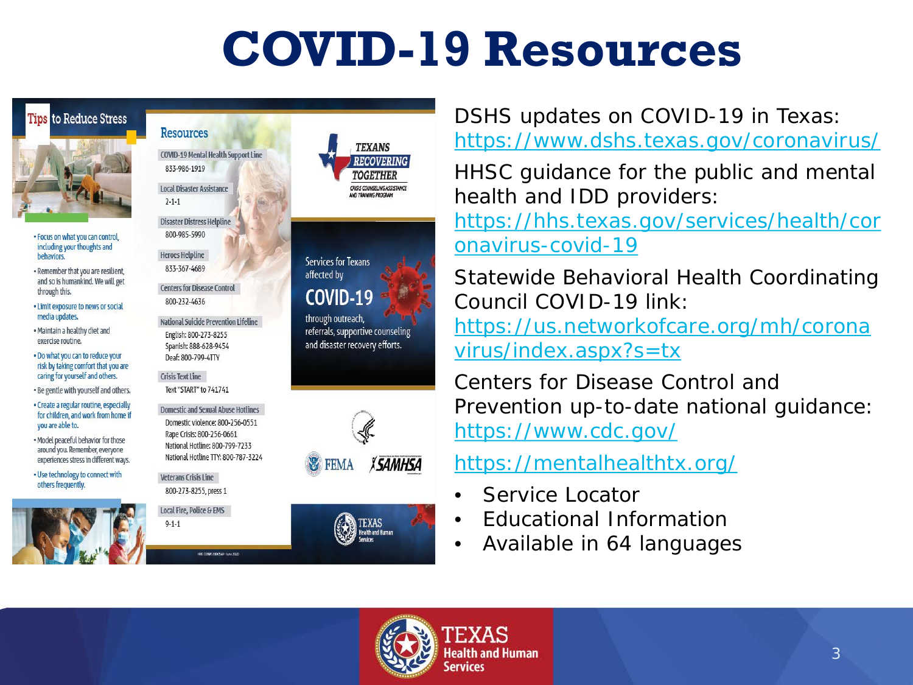# COVID-19 Resources

## Tips to Reduce Stress

- Focus on what you can control, including your thoughts and behaviors.
- Remember that you are resilient, and so is humankind. We will get through this.
- Limit exposure to news or social media updates.
- Maintain a healthy diet and exercise routine.
- Do what you can to reduce your risk by taking comfort that you are caring for yourself and others.
- Be gentle with yourself and others.
- Create a regular routine, especially for children, and work from home if you are able to.
- Model peaceful behavior for those around you. Remember, everyone experiences stress in different ways.
- Use technology to connect with others frequently.

## Resources

**COVID-19 Mental Health Support Line**
833-986-1919

**Local Disaster Assistance**
2-1-1

**Disaster Distress Helpline**
800-985-5990

**Heroes Helpline**
833-367-4689

**Centers for Disease Control**
800-232-4636

**National Suicide Prevention Lifeline**
English: 800-273-8255
Spanish: 888-628-9454
Deaf: 800-799-4TTY

**Crisis Text Line**
Text "START" to 741741

**Domestic and Sexual Abuse Hotlines**
Domestic violence: 800-256-0551
Rape Crisis: 800-256-0661
National Hotline: 800-799-7233
National Hotline TTY: 800-787-3224

**Veterans Crisis Line**
800-273-8255, press 1

**Local Fire, Police & EMS**
9-1-1

HHS CCNNA 200K569 • June 2020

TEXANS RECOVERING TOGETHER
CRISIS COUNSELING ASSISTANCE AND TRAINING PROGRAM

Services for Texans affected by **COVID-19** through outreach, referrals, supportive counseling and disaster recovery efforts.

FEMA SAMHSA

TEXAS Health and Human Services

---

DSHS updates on COVID-19 in Texas:
https://www.dshs.texas.gov/coronavirus/

HHSC guidance for the public and mental health and IDD providers:
https://hhs.texas.gov/services/health/coronavirus-covid-19

Statewide Behavioral Health Coordinating Council COVID-19 link:
https://us.networkofcare.org/mh/coronavirus/index.aspx?s=tx

Centers for Disease Control and Prevention up-to-date national guidance:
https://www.cdc.gov/

https://mentalhealthtx.org/

- Service Locator
- Educational Information
- Available in 64 languages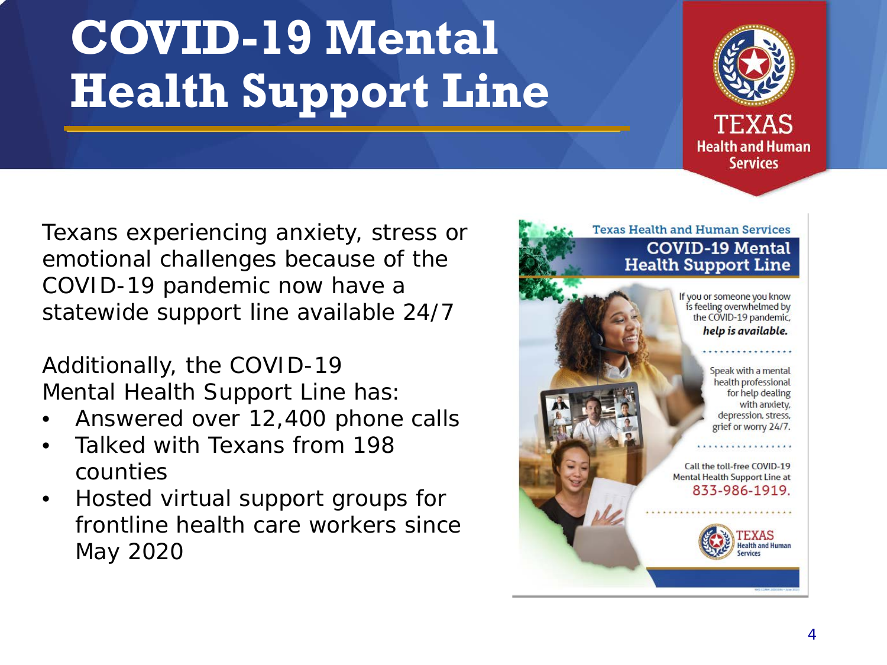# COVID-19 Mental Health Support Line

Texas Health and Human Services

Texans experiencing anxiety, stress or emotional challenges because of the COVID-19 pandemic now have a statewide support line available 24/7

Additionally, the COVID-19 Mental Health Support Line has:

- Answered over 12,400 phone calls
- Talked with Texans from 198 counties
- Hosted virtual support groups for frontline health care workers since May 2020

Texas Health and Human Services

**COVID-19 Mental Health Support Line**

If you or someone you know is feeling overwhelmed by the COVID-19 pandemic, ***help is available.***

Speak with a mental health professional for help dealing with anxiety, depression, stress, grief or worry 24/7.

Call the toll-free COVID-19 Mental Health Support Line at 833-986-1919.

TEXAS Health and Human Services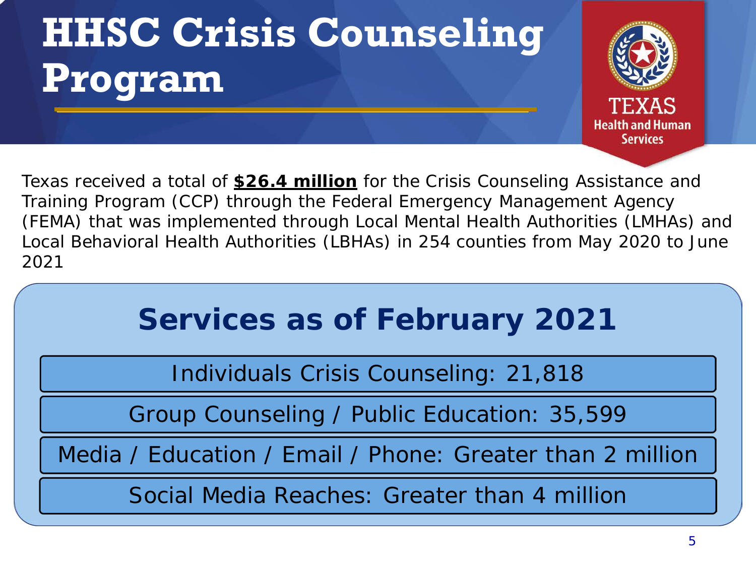# HHSC Crisis Counseling Program

TEXAS Health and Human Services

Texas received a total of **$26.4 million** for the Crisis Counseling Assistance and Training Program (CCP) through the Federal Emergency Management Agency (FEMA) that was implemented through Local Mental Health Authorities (LMHAs) and Local Behavioral Health Authorities (LBHAs) in 254 counties from May 2020 to June 2021

## Services as of February 2021

Individuals Crisis Counseling: 21,818

Group Counseling / Public Education: 35,599

Media / Education / Email / Phone: Greater than 2 million

Social Media Reaches: Greater than 4 million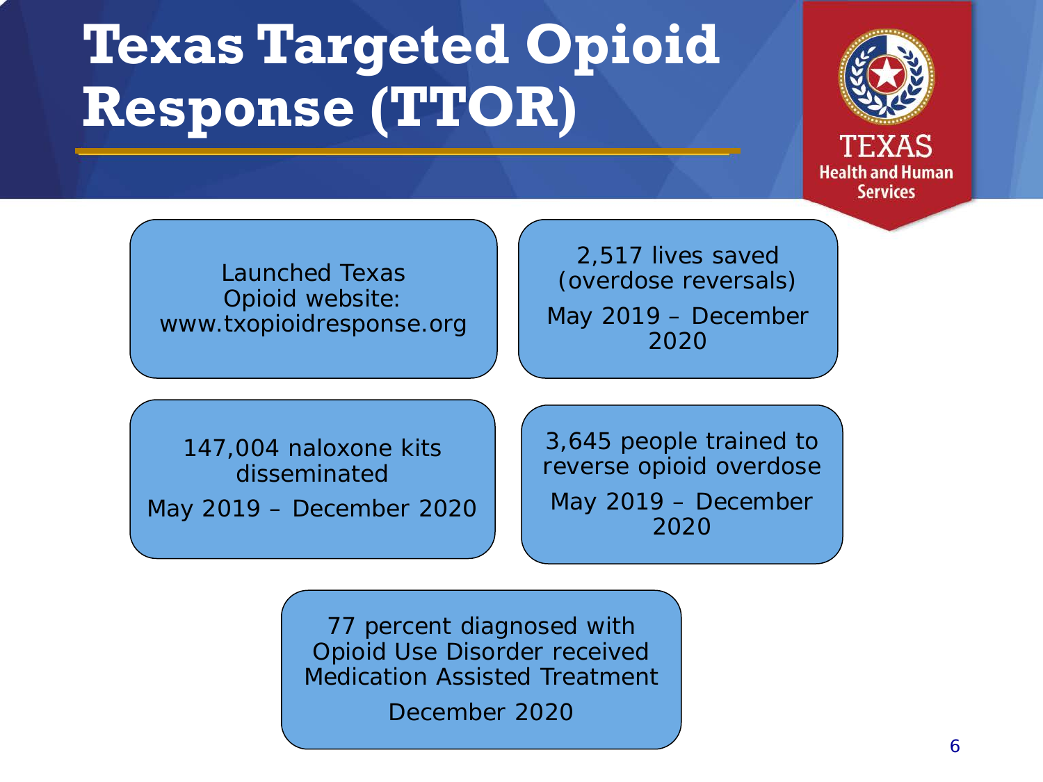# Texas Targeted Opioid Response (TTOR)

TEXAS Health and Human Services

Launched Texas Opioid website: www.txopioidresponse.org

2,517 lives saved (overdose reversals)

May 2019 – December 2020

147,004 naloxone kits disseminated

May 2019 – December 2020

3,645 people trained to reverse opioid overdose

May 2019 – December 2020

77 percent diagnosed with Opioid Use Disorder received Medication Assisted Treatment

December 2020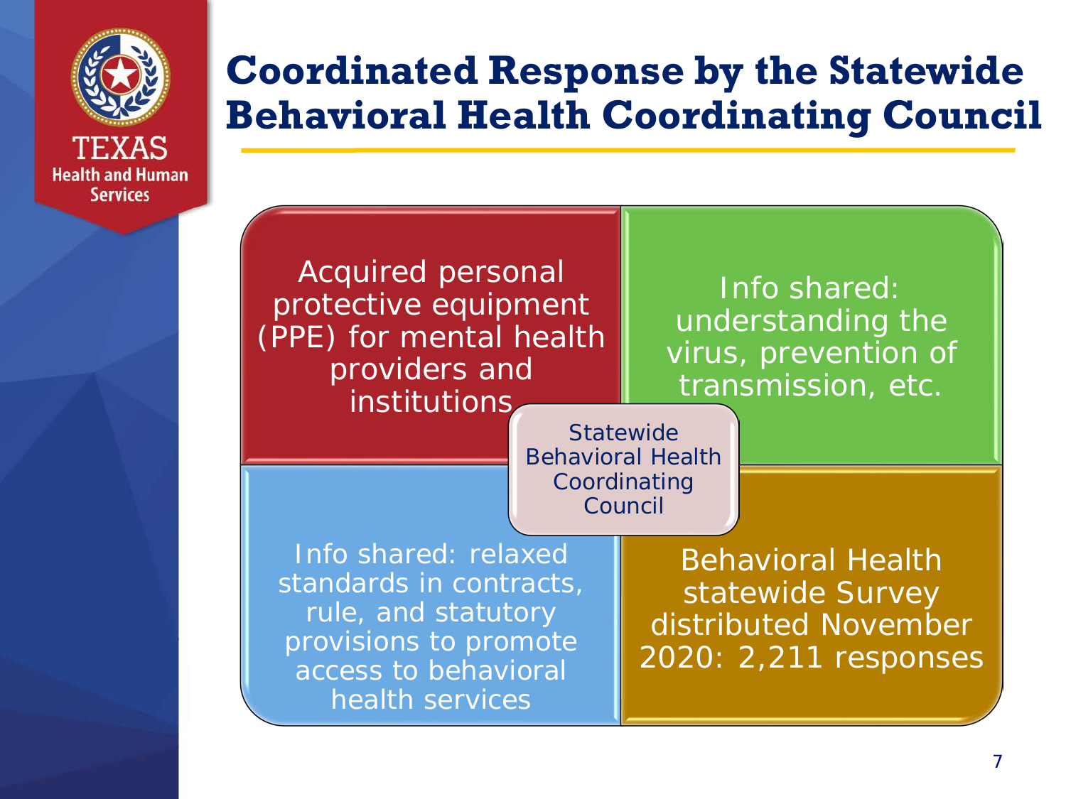# Coordinated Response by the Statewide Behavioral Health Coordinating Council

Statewide Behavioral Health Coordinating Council

- Acquired personal protective equipment (PPE) for mental health providers and institutions
- Info shared: understanding the virus, prevention of transmission, etc.
- Info shared: relaxed standards in contracts, rule, and statutory provisions to promote access to behavioral health services
- Behavioral Health statewide Survey distributed November 2020: 2,211 responses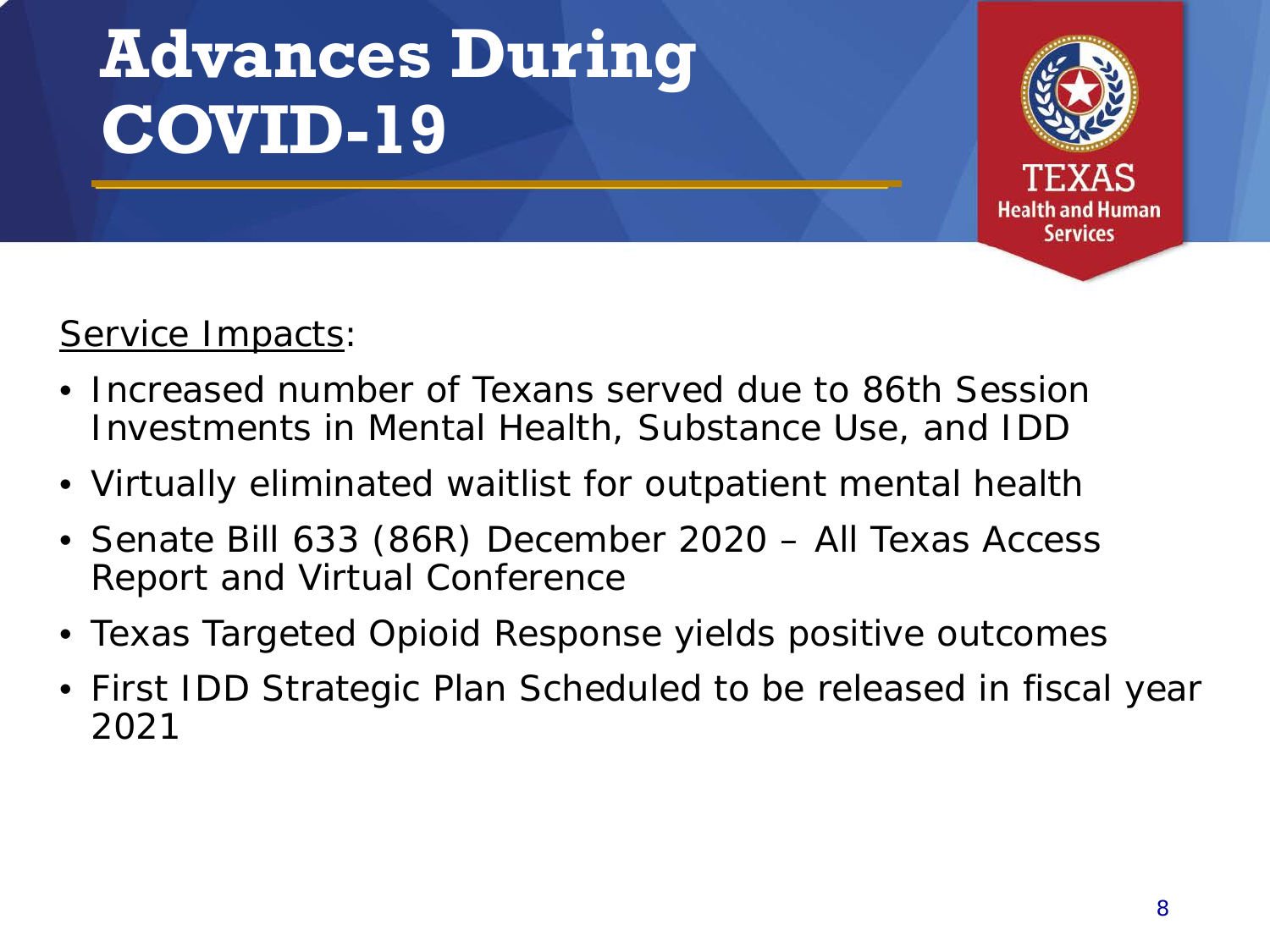# Advances During COVID-19

Service Impacts:

- Increased number of Texans served due to 86th Session Investments in Mental Health, Substance Use, and IDD
- Virtually eliminated waitlist for outpatient mental health
- Senate Bill 633 (86R) December 2020 – All Texas Access Report and Virtual Conference
- Texas Targeted Opioid Response yields positive outcomes
- First IDD Strategic Plan Scheduled to be released in fiscal year 2021